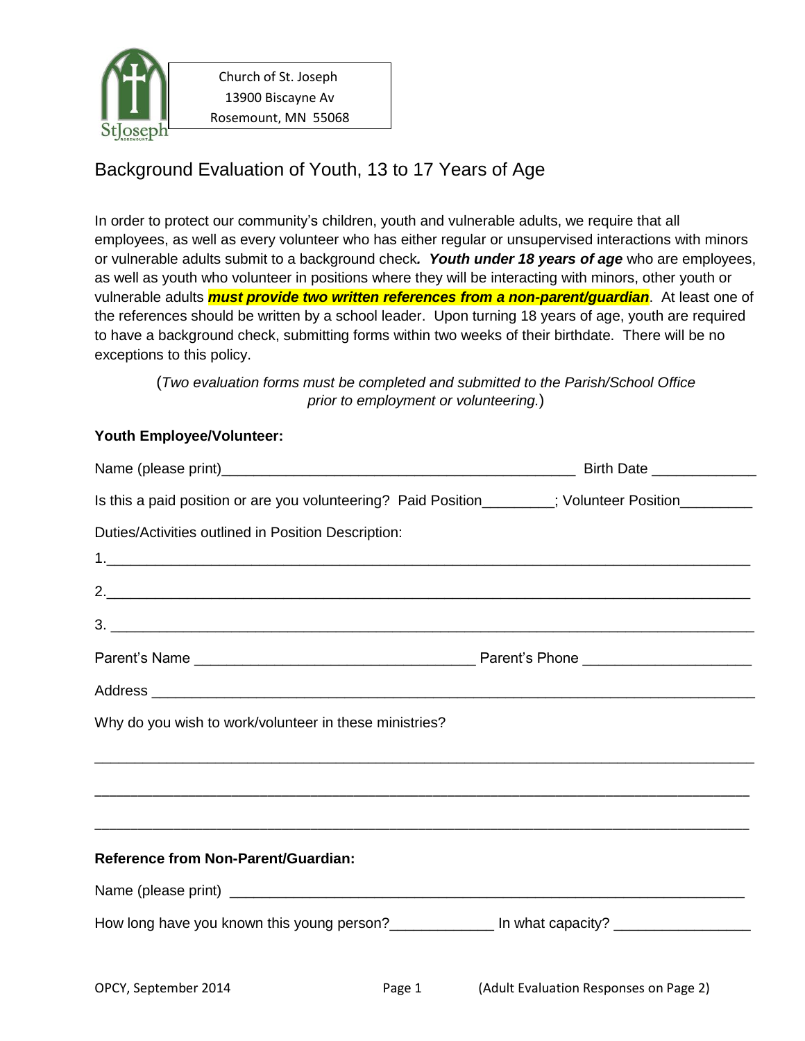Church of St. Joseph
13900 Biscayne Av
Rosemount, MN 55068

# Background Evaluation of Youth, 13 to 17 Years of Age

In order to protect our community's children, youth and vulnerable adults, we require that all employees, as well as every volunteer who has either regular or unsupervised interactions with minors or vulnerable adults submit to a background check***. Youth under 18 years of age*** who are employees, as well as youth who volunteer in positions where they will be interacting with minors, other youth or vulnerable adults ***must provide two written references from a non-parent/guardian***. At least one of the references should be written by a school leader. Upon turning 18 years of age, youth are required to have a background check, submitting forms within two weeks of their birthdate. There will be no exceptions to this policy.

(*Two evaluation forms must be completed and submitted to the Parish/School Office prior to employment or volunteering.*)

**Youth Employee/Volunteer:**

Name (please print)_____________________________________________ Birth Date _____________

Is this a paid position or are you volunteering? Paid Position_________; Volunteer Position_________

Duties/Activities outlined in Position Description:

1.___________________________________________________________________________

2.___________________________________________________________________________

3. ___________________________________________________________________________

Parent's Name ____________________________________ Parent's Phone _____________________

Address ______________________________________________________________________________

Why do you wish to work/volunteer in these ministries?

______________________________________________________________________________

______________________________________________________________________________

______________________________________________________________________________

**Reference from Non-Parent/Guardian:**

Name (please print) ___________________________________________________________________

How long have you known this young person?_____________ In what capacity? _________________

OPCY, September 2014 (Adult Evaluation Responses on Page 2)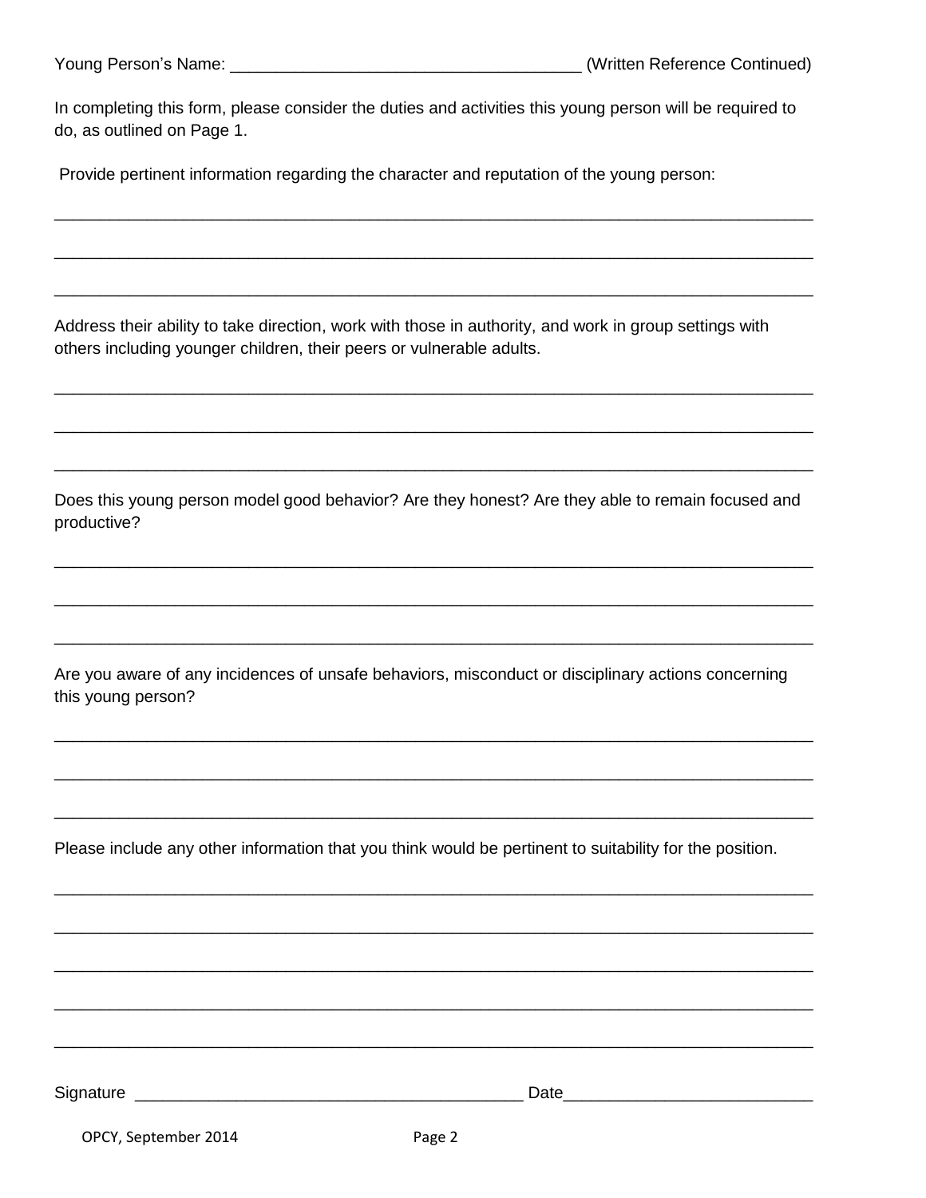Young Person's Name: ______________________________________ (Written Reference Continued)

In completing this form, please consider the duties and activities this young person will be required to do, as outlined on Page 1.

Provide pertinent information regarding the character and reputation of the young person:

_______________________________________________________________________________

_______________________________________________________________________________

_______________________________________________________________________________

Address their ability to take direction, work with those in authority, and work in group settings with others including younger children, their peers or vulnerable adults.

_______________________________________________________________________________

_______________________________________________________________________________

_______________________________________________________________________________

Does this young person model good behavior? Are they honest? Are they able to remain focused and productive?

_______________________________________________________________________________

_______________________________________________________________________________

_______________________________________________________________________________

Are you aware of any incidences of unsafe behaviors, misconduct or disciplinary actions concerning this young person?

_______________________________________________________________________________

_______________________________________________________________________________

_______________________________________________________________________________

Please include any other information that you think would be pertinent to suitability for the position.

_______________________________________________________________________________

_______________________________________________________________________________

_______________________________________________________________________________

_______________________________________________________________________________

_______________________________________________________________________________

Signature __________________________________________ Date__________________________

OPCY, September 2014